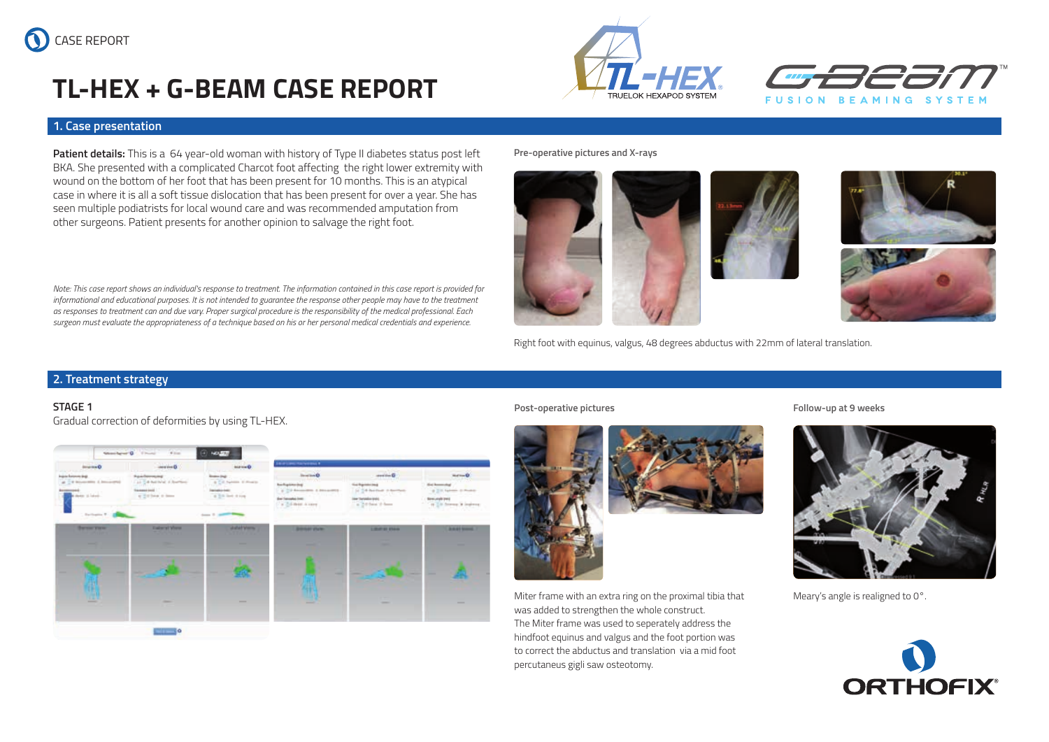CASE REPORT

# TL-HEX + G-BEAM CASE REPORT

## 1. Case presentation

**Patient details:** This is a 64 year-old woman with history of Type II diabetes status post left BKA. She presented with a complicated Charcot foot affecting the right lower extremity with wound on the bottom of her foot that has been present for 10 months. This is an atypical case in where it is all a soft tissue dislocation that has been present for over a year. She has seen multiple podiatrists for local wound care and was recommended amputation from other surgeons. Patient presents for another opinion to salvage the right foot.

*Note: This case report shows an individual's response to treatment. The information contained in this case report is provided for informational and educational purposes. It is not intended to guarantee the response other people may have to the treatment as responses to treatment can and due vary. Proper surgical procedure is the responsibility of the medical professional. Each surgeon must evaluate the appropriateness of a technique based on his or her personal medical credentials and experience.*

**Pre-operative pictures and X-rays**

Right foot with equinus, valgus, 48 degrees abductus with 22mm of lateral translation.

## 2. Treatment strategy

**STAGE 1**

Gradual correction of deformities by using TL-HEX.

**Post-operative pictures**

Miter frame with an extra ring on the proximal tibia that was added to strengthen the whole construct.
The Miter frame was used to seperately address the hindfoot equinus and valgus and the foot portion was to correct the abductus and translation via a mid foot percutaneus gigli saw osteotomy.

**Follow-up at 9 weeks**

Meary's angle is realigned to 0°.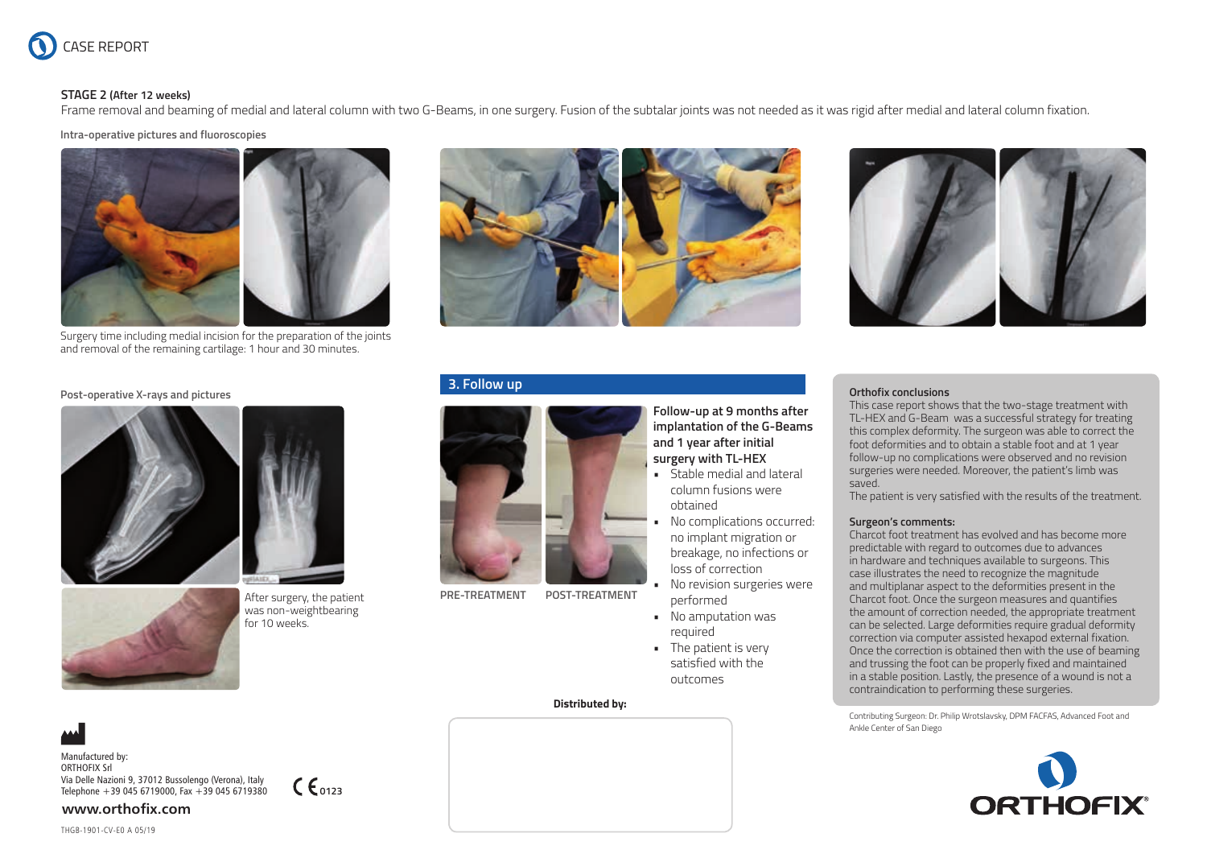CASE REPORT

### STAGE 2 (After 12 weeks)

Frame removal and beaming of medial and lateral column with two G-Beams, in one surgery. Fusion of the subtalar joints was not needed as it was rigid after medial and lateral column fixation.

**Intra-operative pictures and fluoroscopies**

Surgery time including medial incision for the preparation of the joints and removal of the remaining cartilage: 1 hour and 30 minutes.

**Post-operative X-rays and pictures**

After surgery, the patient was non-weightbearing for 10 weeks.

## 3. Follow up

PRE-TREATMENT POST-TREATMENT

**Follow-up at 9 months after implantation of the G-Beams and 1 year after initial surgery with TL-HEX**

- Stable medial and lateral column fusions were obtained
- No complications occurred: no implant migration or breakage, no infections or loss of correction
- No revision surgeries were performed
- No amputation was required
- The patient is very satisfied with the outcomes

**Orthofix conclusions**

This case report shows that the two-stage treatment with TL-HEX and G-Beam was a successful strategy for treating this complex deformity. The surgeon was able to correct the foot deformities and to obtain a stable foot and at 1 year follow-up no complications were observed and no revision surgeries were needed. Moreover, the patient's limb was saved.

The patient is very satisfied with the results of the treatment.

**Surgeon's comments:**

Charcot foot treatment has evolved and has become more predictable with regard to outcomes due to advances in hardware and techniques available to surgeons. This case illustrates the need to recognize the magnitude and multiplanar aspect to the deformities present in the Charcot foot. Once the surgeon measures and quantifies the amount of correction needed, the appropriate treatment can be selected. Large deformities require gradual deformity correction via computer assisted hexapod external fixation. Once the correction is obtained then with the use of beaming and trussing the foot can be properly fixed and maintained in a stable position. Lastly, the presence of a wound is not a contraindication to performing these surgeries.

Contributing Surgeon: Dr. Philip Wrotslavsky, DPM FACFAS, Advanced Foot and Ankle Center of San Diego

**Distributed by:**

Manufactured by:
ORTHOFIX Srl
Via Delle Nazioni 9, 37012 Bussolengo (Verona), Italy
Telephone +39 045 6719000, Fax +39 045 6719380

CE 0123

**www.orthofix.com**

THGB-1901-CV-E0 A 05/19

ORTHOFIX®